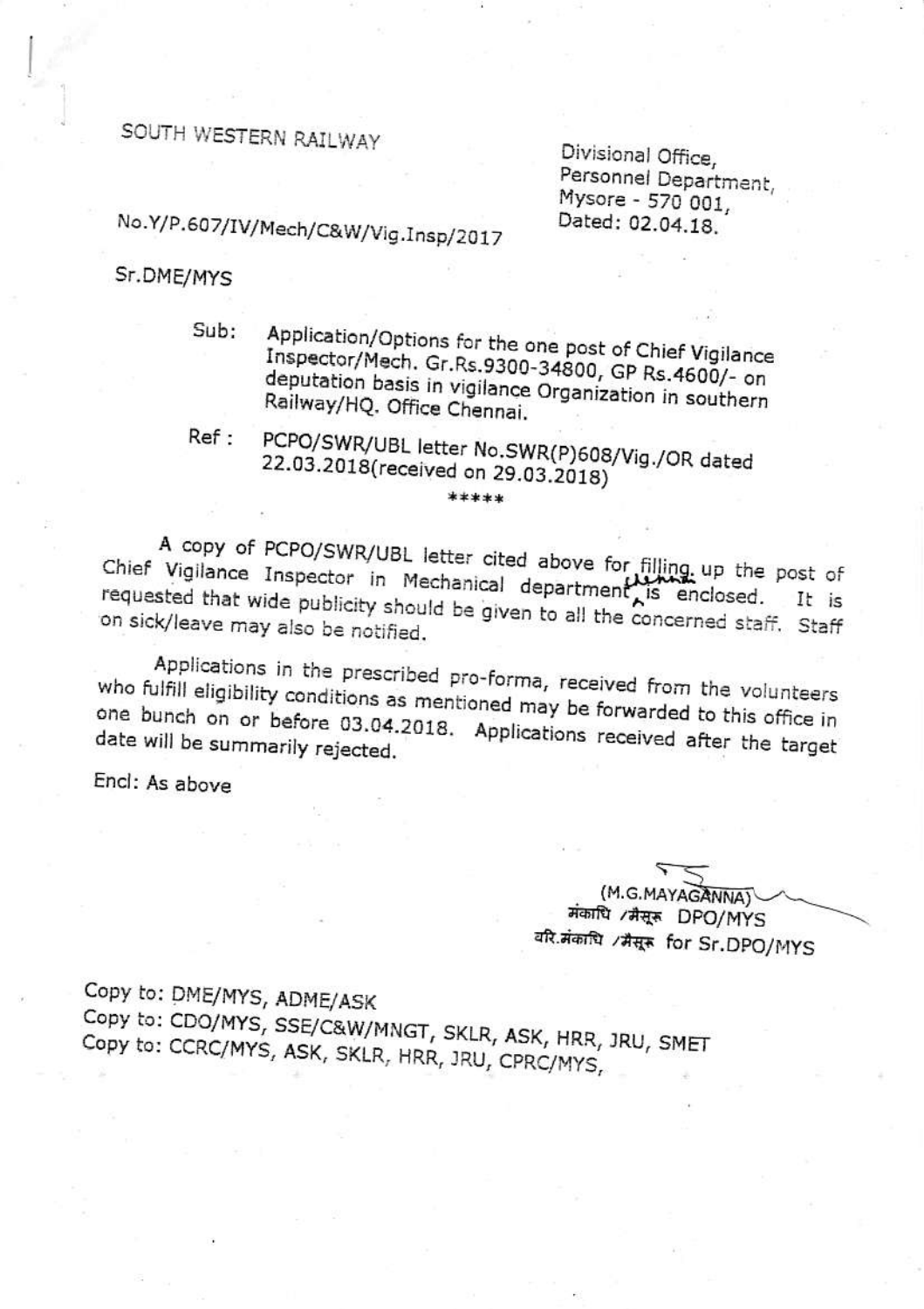SOUTH WESTERN RAILWAY

Divisional Office,
Personnel Department,
Mysore - 570 001,
Dated: 02.04.18.

No.Y/P.607/IV/Mech/C&W/Vig.Insp/2017

Sr.DME/MYS

Sub: Application/Options for the one post of Chief Vigilance Inspector/Mech. Gr.Rs.9300-34800, GP Rs.4600/- on deputation basis in vigilance Organization in southern Railway/HQ. Office Chennai.

Ref : PCPO/SWR/UBL letter No.SWR(P)608/Vig./OR dated 22.03.2018(received on 29.03.2018)

\*\*\*\*\*

A copy of PCPO/SWR/UBL letter cited above for filling up the post of Chief Vigilance Inspector in Mechanical department is enclosed. It is requested that wide publicity should be given to all the concerned staff. Staff on sick/leave may also be notified.

Applications in the prescribed pro-forma, received from the volunteers who fulfill eligibility conditions as mentioned may be forwarded to this office in one bunch on or before 03.04.2018. Applications received after the target date will be summarily rejected.

Encl: As above

(M.G.MAYAGANNA)
मंकाधि /मैसूरु DPO/MYS
वरि.मंकाधि /मैसूरु for Sr.DPO/MYS

Copy to: DME/MYS, ADME/ASK
Copy to: CDO/MYS, SSE/C&W/MNGT, SKLR, ASK, HRR, JRU, SMET
Copy to: CCRC/MYS, ASK, SKLR, HRR, JRU, CPRC/MYS,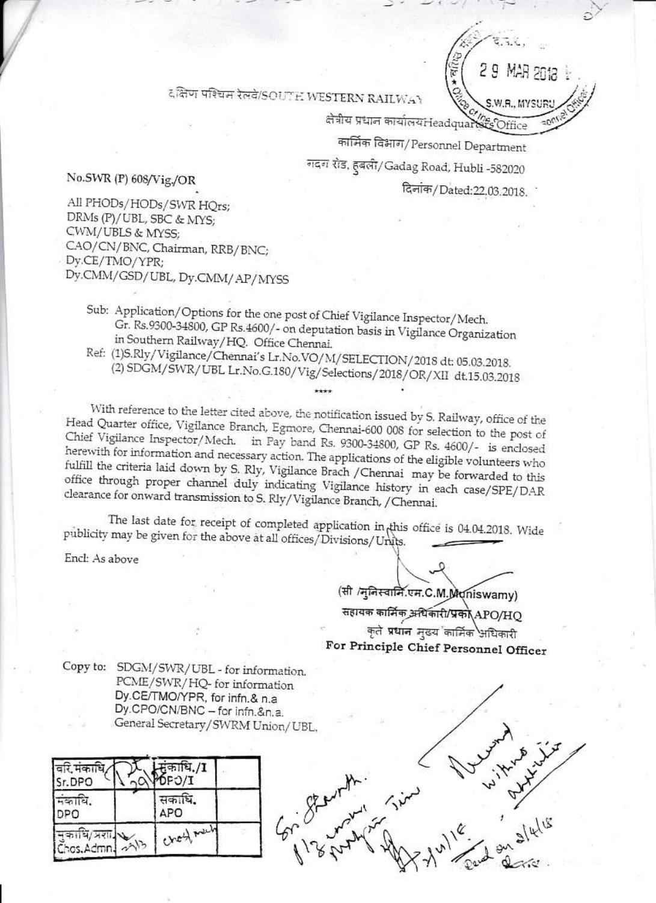दक्षिण पश्चिम रेलवे/SOUTH WESTERN RAILWAY

क्षेत्रीय प्रधान कार्यालय/Headquarters Office

कार्मिक विभाग/Personnel Department

गदग रोड, हुबली/Gadag Road, Hubli -582020

No.SWR (P) 608/Vig./OR

दिनांक/Dated:22.03.2018.

All PHODs/HODs/SWR HQrs;
DRMs (P)/UBL, SBC & MYS;
CWM/UBLS & MYSS;
CAO/CN/BNC, Chairman, RRB/BNC;
Dy.CE/TMO/YPR;
Dy.CMM/GSD/UBL, Dy.CMM/AP/MYSS

Sub: Application/Options for the one post of Chief Vigilance Inspector/Mech. Gr. Rs.9300-34800, GP Rs.4600/- on deputation basis in Vigilance Organization in Southern Railway/HQ. Office Chennai.

Ref: (1)S.Rly/Vigilance/Chennai's Lr.No.VO/M/SELECTION/2018 dt: 05.03.2018.
(2) SDGM/SWR/UBL Lr.No.G.180/Vig/Selections/2018/OR/XII dt.15.03.2018

\*\*\*\*

With reference to the letter cited above, the notification issued by S. Railway, office of the Head Quarter office, Vigilance Branch, Egmore, Chennai-600 008 for selection to the post of Chief Vigilance Inspector/Mech. in Pay band Rs. 9300-34800, GP Rs. 4600/- is enclosed herewith for information and necessary action. The applications of the eligible volunteers who fulfill the criteria laid down by S. Rly, Vigilance Brach /Chennai may be forwarded to this office through proper channel duly indicating Vigilance history in each case/SPE/DAR clearance for onward transmission to S. Rly/Vigilance Branch, /Chennai.

The last date for receipt of completed application in this office is 04.04.2018. Wide publicity may be given for the above at all offices/Divisions/Units.

Encl: As above

(सी /मुनिस्वामि.एम.C.M.Muniswamy)
सहायक कार्मिक अधिकारी/प्रका APO/HQ
कृते प्रधान मुख्य कार्मिक अधिकारी
**For Principle Chief Personnel Officer**

Copy to: SDGM/SWR/UBL - for information.
PCME/SWR/HQ- for information
Dy.CE/TMO/YPR, for infn.& n.a
Dy.CPO/CN/BNC – for infn.&n.a.
General Secretary/SWRM Union/UBL,

| | | | |
|---|---|---|---|
| वरि.मंकाधि. Sr.DPO | | मुंकाधि./I DPO/I | |
| मंकाधि. DPO | | सकाधि. APO | |
| मुकाधि/प्रशा. Chos.Admn. | 2/3 | chos/mech | |